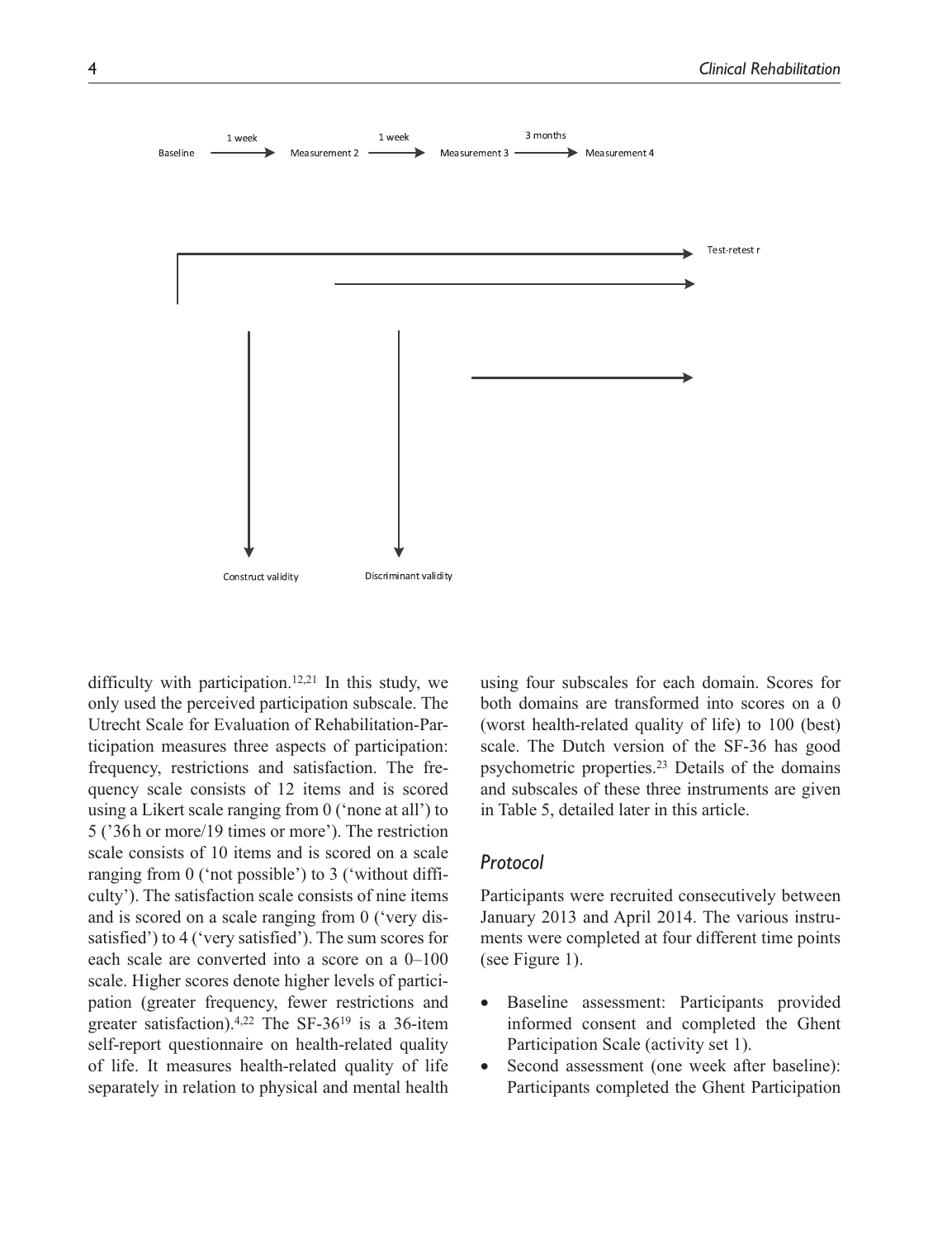Baseline
1 week
Measurement 2
1 week
Measurement 3
3 months
Measurement 4

Test-retest r

Construct validity
Discriminant validity

difficulty with participation.[12,21] In this study, we only used the perceived participation subscale. The Utrecht Scale for Evaluation of Rehabilitation-Participation measures three aspects of participation: frequency, restrictions and satisfaction. The frequency scale consists of 12 items and is scored using a Likert scale ranging from 0 ('none at all') to 5 ('36 h or more/19 times or more'). The restriction scale consists of 10 items and is scored on a scale ranging from 0 ('not possible') to 3 ('without difficulty'). The satisfaction scale consists of nine items and is scored on a scale ranging from 0 ('very dissatisfied') to 4 ('very satisfied'). The sum scores for each scale are converted into a score on a 0–100 scale. Higher scores denote higher levels of participation (greater frequency, fewer restrictions and greater satisfaction).[4,22] The SF-36[19] is a 36-item self-report questionnaire on health-related quality of life. It measures health-related quality of life separately in relation to physical and mental health using four subscales for each domain. Scores for both domains are transformed into scores on a 0 (worst health-related quality of life) to 100 (best) scale. The Dutch version of the SF-36 has good psychometric properties.[23] Details of the domains and subscales of these three instruments are given in Table 5, detailed later in this article.

### *Protocol*

Participants were recruited consecutively between January 2013 and April 2014. The various instruments were completed at four different time points (see Figure 1).

- Baseline assessment: Participants provided informed consent and completed the Ghent Participation Scale (activity set 1).
- Second assessment (one week after baseline): Participants completed the Ghent Participation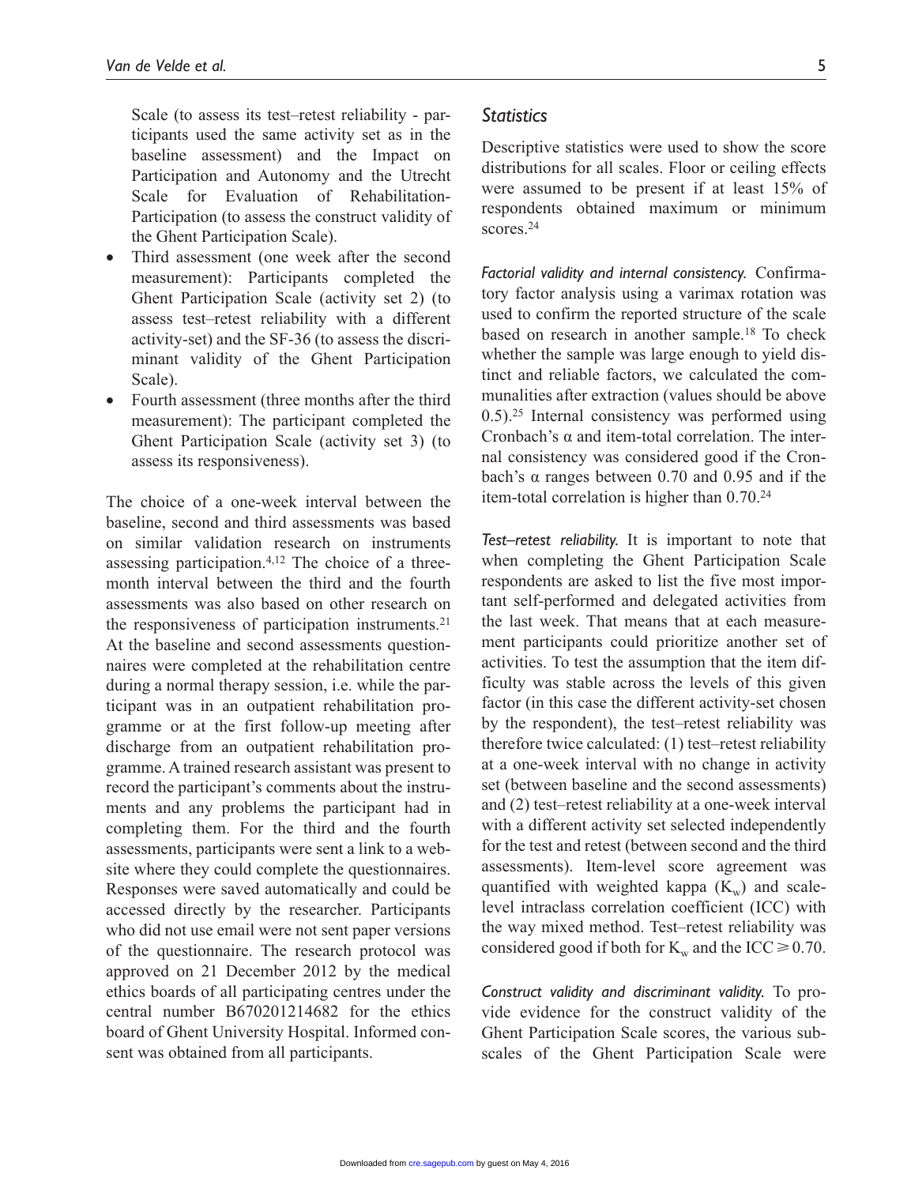Scale (to assess its test–retest reliability - participants used the same activity set as in the baseline assessment) and the Impact on Participation and Autonomy and the Utrecht Scale for Evaluation of Rehabilitation-Participation (to assess the construct validity of the Ghent Participation Scale).

- Third assessment (one week after the second measurement): Participants completed the Ghent Participation Scale (activity set 2) (to assess test–retest reliability with a different activity-set) and the SF-36 (to assess the discriminant validity of the Ghent Participation Scale).
- Fourth assessment (three months after the third measurement): The participant completed the Ghent Participation Scale (activity set 3) (to assess its responsiveness).

The choice of a one-week interval between the baseline, second and third assessments was based on similar validation research on instruments assessing participation.[4,12] The choice of a three-month interval between the third and the fourth assessments was also based on other research on the responsiveness of participation instruments.[21] At the baseline and second assessments questionnaires were completed at the rehabilitation centre during a normal therapy session, i.e. while the participant was in an outpatient rehabilitation programme or at the first follow-up meeting after discharge from an outpatient rehabilitation programme. A trained research assistant was present to record the participant's comments about the instruments and any problems the participant had in completing them. For the third and the fourth assessments, participants were sent a link to a website where they could complete the questionnaires. Responses were saved automatically and could be accessed directly by the researcher. Participants who did not use email were not sent paper versions of the questionnaire. The research protocol was approved on 21 December 2012 by the medical ethics boards of all participating centres under the central number B670201214682 for the ethics board of Ghent University Hospital. Informed consent was obtained from all participants.

## Statistics

Descriptive statistics were used to show the score distributions for all scales. Floor or ceiling effects were assumed to be present if at least 15% of respondents obtained maximum or minimum scores.[24]

*Factorial validity and internal consistency.* Confirmatory factor analysis using a varimax rotation was used to confirm the reported structure of the scale based on research in another sample.[18] To check whether the sample was large enough to yield distinct and reliable factors, we calculated the communalities after extraction (values should be above 0.5).[25] Internal consistency was performed using Cronbach's α and item-total correlation. The internal consistency was considered good if the Cronbach's α ranges between 0.70 and 0.95 and if the item-total correlation is higher than 0.70.[24]

*Test–retest reliability.* It is important to note that when completing the Ghent Participation Scale respondents are asked to list the five most important self-performed and delegated activities from the last week. That means that at each measurement participants could prioritize another set of activities. To test the assumption that the item difficulty was stable across the levels of this given factor (in this case the different activity-set chosen by the respondent), the test–retest reliability was therefore twice calculated: (1) test–retest reliability at a one-week interval with no change in activity set (between baseline and the second assessments) and (2) test–retest reliability at a one-week interval with a different activity set selected independently for the test and retest (between second and the third assessments). Item-level score agreement was quantified with weighted kappa ($K_w$) and scale-level intraclass correlation coefficient (ICC) with the way mixed method. Test–retest reliability was considered good if both for $K_w$ and the ICC $\geq$ 0.70.

*Construct validity and discriminant validity.* To provide evidence for the construct validity of the Ghent Participation Scale scores, the various subscales of the Ghent Participation Scale were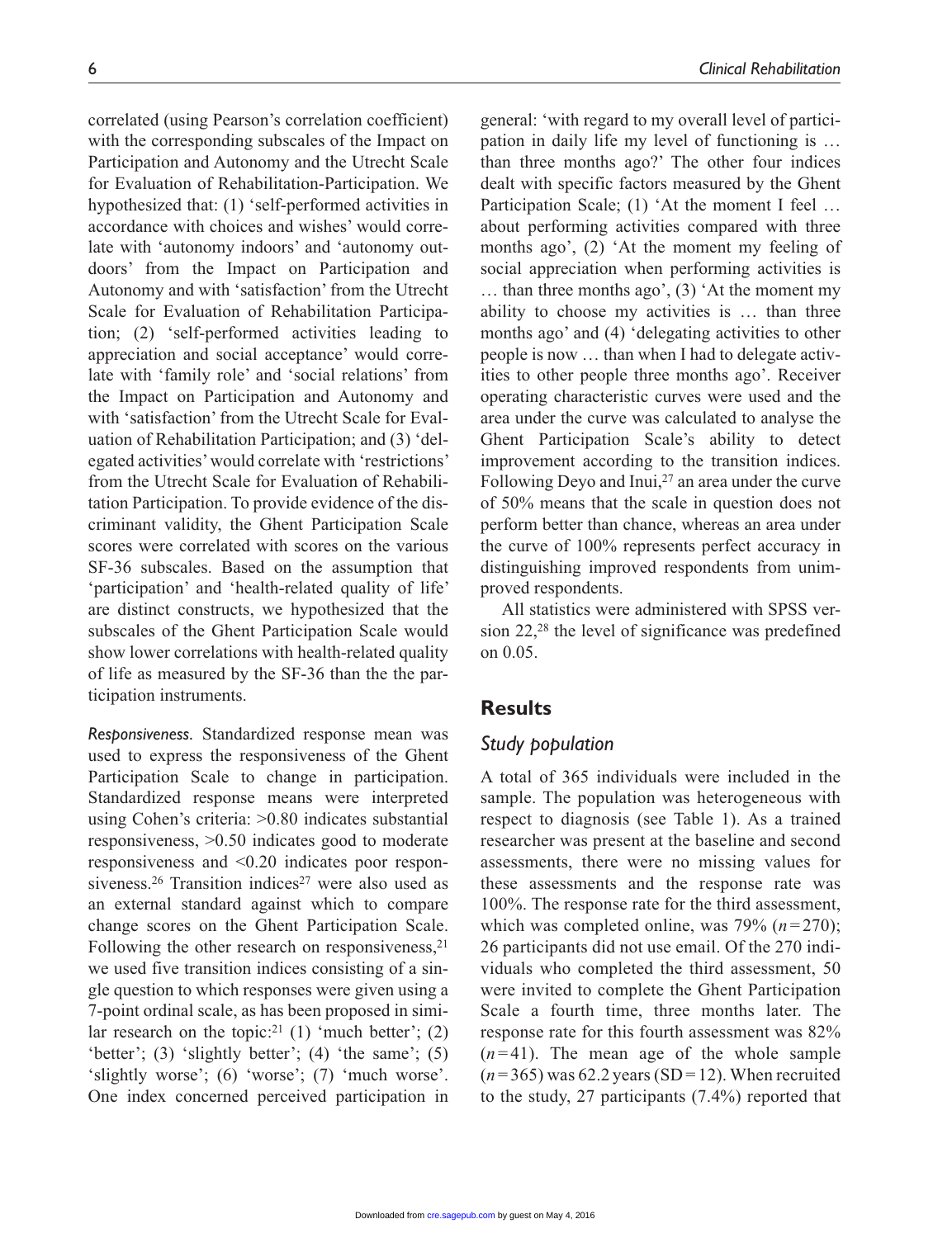correlated (using Pearson's correlation coefficient) with the corresponding subscales of the Impact on Participation and Autonomy and the Utrecht Scale for Evaluation of Rehabilitation-Participation. We hypothesized that: (1) 'self-performed activities in accordance with choices and wishes' would correlate with 'autonomy indoors' and 'autonomy outdoors' from the Impact on Participation and Autonomy and with 'satisfaction' from the Utrecht Scale for Evaluation of Rehabilitation Participation; (2) 'self-performed activities leading to appreciation and social acceptance' would correlate with 'family role' and 'social relations' from the Impact on Participation and Autonomy and with 'satisfaction' from the Utrecht Scale for Evaluation of Rehabilitation Participation; and (3) 'delegated activities' would correlate with 'restrictions' from the Utrecht Scale for Evaluation of Rehabilitation Participation. To provide evidence of the discriminant validity, the Ghent Participation Scale scores were correlated with scores on the various SF-36 subscales. Based on the assumption that 'participation' and 'health-related quality of life' are distinct constructs, we hypothesized that the subscales of the Ghent Participation Scale would show lower correlations with health-related quality of life as measured by the SF-36 than the the participation instruments.

*Responsiveness.* Standardized response mean was used to express the responsiveness of the Ghent Participation Scale to change in participation. Standardized response means were interpreted using Cohen's criteria: >0.80 indicates substantial responsiveness, >0.50 indicates good to moderate responsiveness and <0.20 indicates poor responsiveness.[26] Transition indices[27] were also used as an external standard against which to compare change scores on the Ghent Participation Scale. Following the other research on responsiveness,[21] we used five transition indices consisting of a single question to which responses were given using a 7-point ordinal scale, as has been proposed in similar research on the topic:[21] (1) 'much better'; (2) 'better'; (3) 'slightly better'; (4) 'the same'; (5) 'slightly worse'; (6) 'worse'; (7) 'much worse'. One index concerned perceived participation in general: 'with regard to my overall level of participation in daily life my level of functioning is … than three months ago?' The other four indices dealt with specific factors measured by the Ghent Participation Scale; (1) 'At the moment I feel … about performing activities compared with three months ago', (2) 'At the moment my feeling of social appreciation when performing activities is … than three months ago', (3) 'At the moment my ability to choose my activities is … than three months ago' and (4) 'delegating activities to other people is now … than when I had to delegate activities to other people three months ago'. Receiver operating characteristic curves were used and the area under the curve was calculated to analyse the Ghent Participation Scale's ability to detect improvement according to the transition indices. Following Deyo and Inui,[27] an area under the curve of 50% means that the scale in question does not perform better than chance, whereas an area under the curve of 100% represents perfect accuracy in distinguishing improved respondents from unimproved respondents.

All statistics were administered with SPSS version 22,[28] the level of significance was predefined on 0.05.

## Results

### Study population

A total of 365 individuals were included in the sample. The population was heterogeneous with respect to diagnosis (see Table 1). As a trained researcher was present at the baseline and second assessments, there were no missing values for these assessments and the response rate was 100%. The response rate for the third assessment, which was completed online, was 79% ($n = 270$); 26 participants did not use email. Of the 270 individuals who completed the third assessment, 50 were invited to complete the Ghent Participation Scale a fourth time, three months later. The response rate for this fourth assessment was 82% ($n = 41$). The mean age of the whole sample ($n = 365$) was 62.2 years (SD = 12). When recruited to the study, 27 participants (7.4%) reported that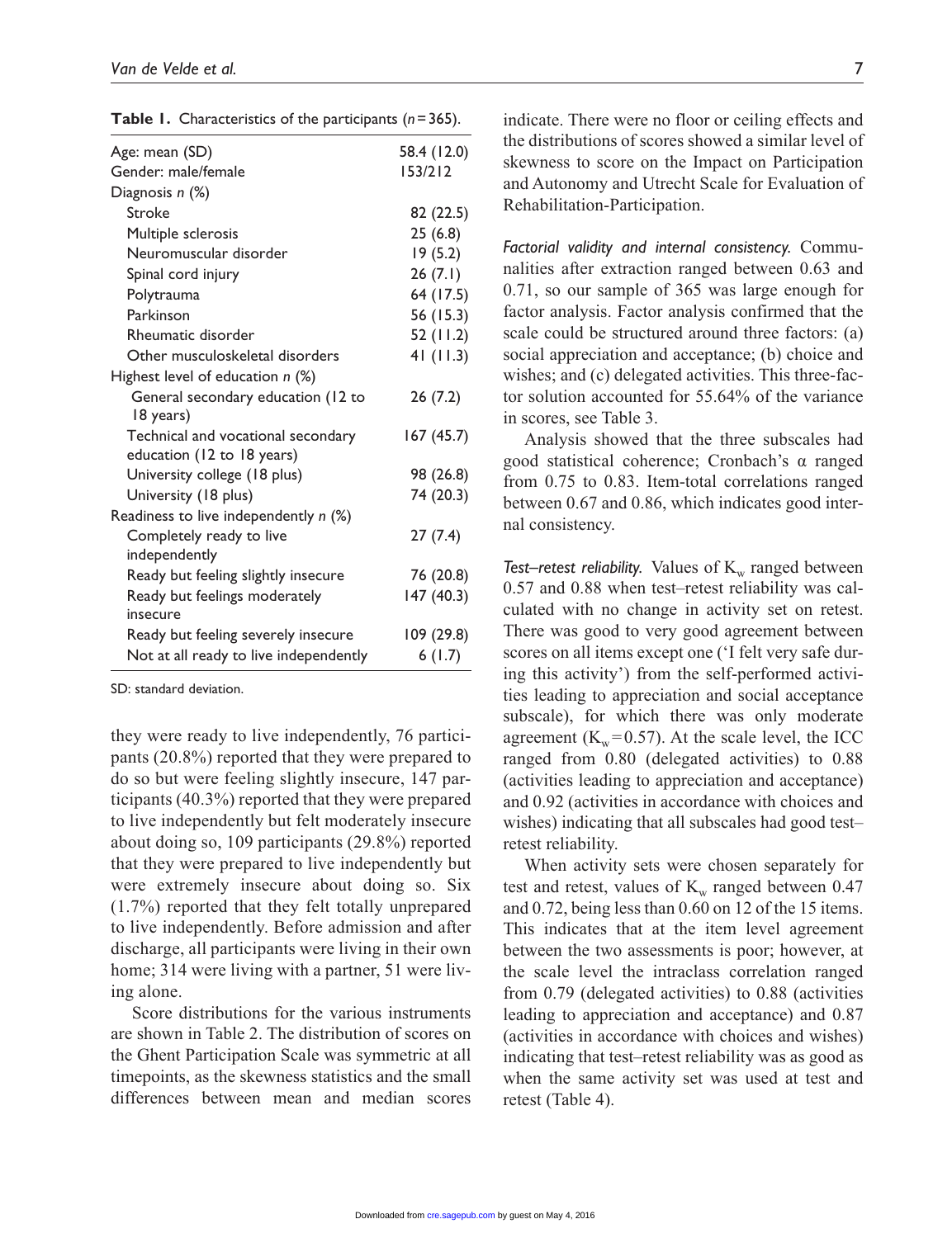**Table 1.** Characteristics of the participants ($n = 365$).

| | |
|---|---|
| Age: mean (SD) | 58.4 (12.0) |
| Gender: male/female | 153/212 |
| Diagnosis *n* (%) | |
| Stroke | 82 (22.5) |
| Multiple sclerosis | 25 (6.8) |
| Neuromuscular disorder | 19 (5.2) |
| Spinal cord injury | 26 (7.1) |
| Polytrauma | 64 (17.5) |
| Parkinson | 56 (15.3) |
| Rheumatic disorder | 52 (11.2) |
| Other musculoskeletal disorders | 41 (11.3) |
| Highest level of education *n* (%) | |
| General secondary education (12 to 18 years) | 26 (7.2) |
| Technical and vocational secondary education (12 to 18 years) | 167 (45.7) |
| University college (18 plus) | 98 (26.8) |
| University (18 plus) | 74 (20.3) |
| Readiness to live independently *n* (%) | |
| Completely ready to live independently | 27 (7.4) |
| Ready but feeling slightly insecure | 76 (20.8) |
| Ready but feelings moderately insecure | 147 (40.3) |
| Ready but feeling severely insecure | 109 (29.8) |
| Not at all ready to live independently | 6 (1.7) |

SD: standard deviation.

they were ready to live independently, 76 participants (20.8%) reported that they were prepared to do so but were feeling slightly insecure, 147 participants (40.3%) reported that they were prepared to live independently but felt moderately insecure about doing so, 109 participants (29.8%) reported that they were prepared to live independently but were extremely insecure about doing so. Six (1.7%) reported that they felt totally unprepared to live independently. Before admission and after discharge, all participants were living in their own home; 314 were living with a partner, 51 were living alone.

Score distributions for the various instruments are shown in Table 2. The distribution of scores on the Ghent Participation Scale was symmetric at all timepoints, as the skewness statistics and the small differences between mean and median scores indicate. There were no floor or ceiling effects and the distributions of scores showed a similar level of skewness to score on the Impact on Participation and Autonomy and Utrecht Scale for Evaluation of Rehabilitation-Participation.

*Factorial validity and internal consistency.* Communalities after extraction ranged between 0.63 and 0.71, so our sample of 365 was large enough for factor analysis. Factor analysis confirmed that the scale could be structured around three factors: (a) social appreciation and acceptance; (b) choice and wishes; and (c) delegated activities. This three-factor solution accounted for 55.64% of the variance in scores, see Table 3.

Analysis showed that the three subscales had good statistical coherence; Cronbach's $\alpha$ ranged from 0.75 to 0.83. Item-total correlations ranged between 0.67 and 0.86, which indicates good internal consistency.

*Test–retest reliability.* Values of $K_w$ ranged between 0.57 and 0.88 when test–retest reliability was calculated with no change in activity set on retest. There was good to very good agreement between scores on all items except one ('I felt very safe during this activity') from the self-performed activities leading to appreciation and social acceptance subscale), for which there was only moderate agreement ($K_w = 0.57$). At the scale level, the ICC ranged from 0.80 (delegated activities) to 0.88 (activities leading to appreciation and acceptance) and 0.92 (activities in accordance with choices and wishes) indicating that all subscales had good test–retest reliability.

When activity sets were chosen separately for test and retest, values of $K_w$ ranged between 0.47 and 0.72, being less than 0.60 on 12 of the 15 items. This indicates that at the item level agreement between the two assessments is poor; however, at the scale level the intraclass correlation ranged from 0.79 (delegated activities) to 0.88 (activities leading to appreciation and acceptance) and 0.87 (activities in accordance with choices and wishes) indicating that test–retest reliability was as good as when the same activity set was used at test and retest (Table 4).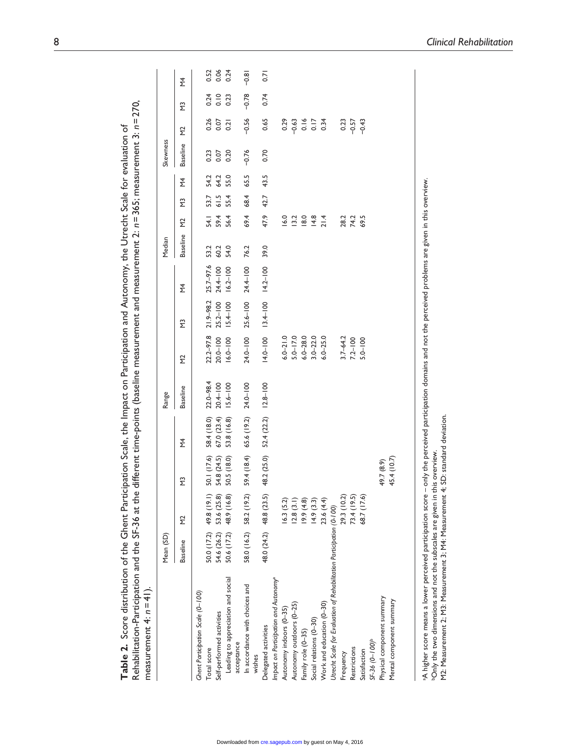**Table 2.** Score distribution of the Ghent Participation Scale, the Impact on Participation and Autonomy, the Utrecht Scale for evaluation of Rehabilitation-Participation and the SF-36 at the different time-points (baseline measurement and measurement 2: $n = 365$; measurement 3: $n = 270$, measurement 4: $n = 41$).

| | Mean (SD) | | | | Range | | | | Median | | | | Skewness | | | |
|---|---|---|---|---|---|---|---|---|---|---|---|---|---|---|---|---|
| | Baseline | M2 | M3 | M4 | Baseline | M2 | M3 | M4 | Baseline | M2 | M3 | M4 | Baseline | M2 | M3 | M4 |
| *Ghent Participation Scale (0–100)* | | | | | | | | | | | | | | | | |
| Total score | 50.0 (17.2) | 49.8 (19.1) | 50.1 (17.6) | 58.4 (18.0) | 22.0–98.4 | 22.2–97.8 | 21.9–98.2 | 25.7–97.6 | 53.2 | 54.1 | 53.7 | 54.2 | 0.23 | 0.26 | 0.24 | 0.52 |
| Self-performed activities | 54.6 (26.2) | 53.6 (25.8) | 54.8 (24.5) | 67.0 (23.4) | 20.4–100 | 20.0–100 | 25.2–100 | 24.4–100 | 60.2 | 59.4 | 61.5 | 64.2 | 0.07 | 0.07 | 0.10 | 0.06 |
| Leading to appreciation and social acceptance | 50.6 (17.2) | 48.9 (16.8) | 50.5 (18.0) | 53.8 (16.8) | 15.6–100 | 16.0–100 | 15.4–100 | 16.2–100 | 54.0 | 56.4 | 55.4 | 55.0 | 0.20 | 0.21 | 0.23 | 0.24 |
| In accordance with choices and wishes | 58.0 (16.2) | 58.2 (19.2) | 59.4 (18.4) | 65.6 (19.2) | 24.0–100 | 24.0–100 | 25.6–100 | 24.4–100 | 76.2 | 69.4 | 68.4 | 65.5 | −0.76 | −0.56 | −0.78 | −0.81 |
| Delegated activities | 48.0 (24.2) | 48.8 (23.5) | 48.2 (25.0) | 52.4 (22.2) | 12.8–100 | 14.0–100 | 13.4–100 | 14.2–100 | 39.0 | 47.9 | 42.7 | 43.5 | 0.70 | 0.65 | 0.74 | 0.71 |
| *Impact on Participation and Autonomy*[a] | | | | | | | | | | | | | | | | |
| Autonomy indoors (0–35) | | 16.3 (5.2) | | | | 6.0–21.0 | | | | 16.0 | | | | 0.29 | | |
| Autonomy outdoors (0–25) | | 12.8 (3.1) | | | | 5.0–17.0 | | | | 13.2 | | | | −0.63 | | |
| Family role (0–35) | | 19.9 (4.8) | | | | 6.0–28.0 | | | | 18.0 | | | | 0.16 | | |
| Social relations (0–30) | | 14.9 (3.3) | | | | 3.0–22.0 | | | | 14.8 | | | | 0.17 | | |
| Work and education (0–30) | | 23.6 (4.4) | | | | 6.0–25.0 | | | | 21.4 | | | | 0.34 | | |
| *Utrecht Scale for Evaluation of Rehabilitation Participation (0-100)* | | | | | | | | | | | | | | | | |
| Frequency | | 29.3 (10.2) | | | | 3.7–64.2 | | | | 28.2 | | | | 0.23 | | |
| Restrictions | | 73.4 (19.5) | | | | 7.2–100 | | | | 74.2 | | | | −0.57 | | |
| Satisfaction | | 68.7 (17.6) | | | | 5.0–100 | | | | 69.5 | | | | −0.43 | | |
| *SF-36 (0–100)*[b] | | | | | | | | | | | | | | | | |
| Physical component summary | | | 49.7 (8.9) | | | | | | | | | | | | | |
| Mental component summary | | | 45.4 (10.7) | | | | | | | | | | | | | |

[a]A higher score means a lower perceived participation score – only the perceived participation domains and not the perceived problems are given in this overview.
[b]Only the two dimensions and not the subscales are given in this overview.
M2: Measurement 2; M3: Measurement 3; M4: Measurement 4; SD: standard deviation.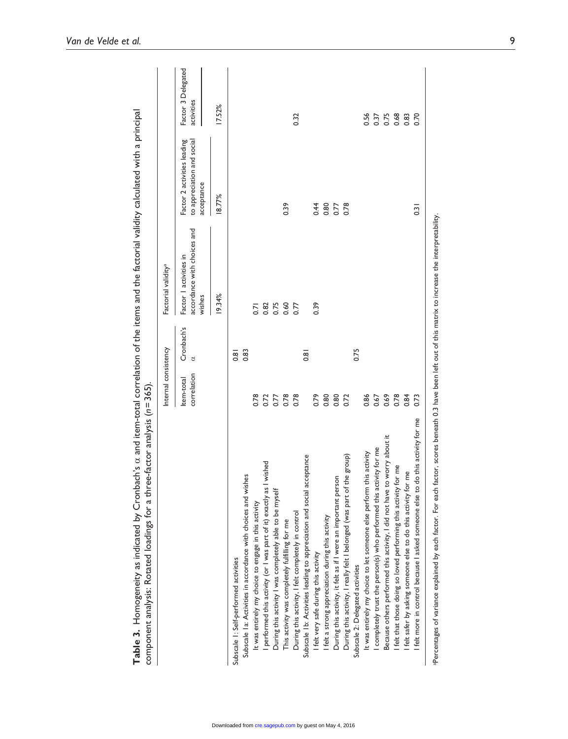**Table 3.** Homogeneity as indicated by Cronbach's α and item-total correlation of the items and the factorial validity calculated with a principal component analysis: Rotated loadings for a three-factor analysis ($n = 365$).

| | Internal consistency | | Factorial validity[a] | | |
|---|---|---|---|---|---|
| | Item-total correlation | Cronbach's α | Factor 1 activities in accordance with choices and wishes | Factor 2 activities leading to appreciation and social acceptance | Factor 3 Delegated activities |
| | | | 19.34% | 18.77% | 17.52% |
| Subscale 1: Self-performed activities | | 0.81 | | | |
| Subscale 1a: Activities in accordance with choices and wishes | | 0.83 | | | |
| It was entirely my choice to engage in this activity | 0.78 | | 0.71 | | |
| I performed this activity (or I was part of it) exactly as I wished | 0.72 | | 0.82 | | |
| During this activity I was completely able to be myself | 0.77 | | 0.75 | | |
| This activity was completely fulfilling for me | 0.78 | | 0.60 | 0.39 | |
| During this activity, I felt completely in control | 0.78 | | 0.77 | | 0.32 |
| Subscale 1b: Activities leading to appreciation and social acceptance | | 0.81 | | | |
| I felt very safe during this activity | 0.79 | | 0.39 | 0.44 | |
| I felt a strong appreciation during this activity | 0.80 | | | 0.80 | |
| During this activity, it felt as if I were an important person | 0.80 | | | 0.77 | |
| During this activity, I really felt I belonged (was part of the group) | 0.72 | | | 0.78 | |
| Subscale 2: Delegated activities | | 0.75 | | | |
| It was entirely my choice to let someone else perform this activity | 0.86 | | | | 0.56 |
| I completely trust the person(s) who performed this activity for me | 0.67 | | | | 0.37 |
| Because others performed this activity, I did not have to worry about it | 0.69 | | | | 0.75 |
| I felt that those doing so loved performing this activity for me | 0.78 | | | | 0.68 |
| I felt safer by asking someone else to do this activity for me | 0.84 | | | | 0.83 |
| I felt more in control because I asked someone else to do this activity for me | 0.73 | | | 0.31 | 0.70 |

[a]Percentages of variance explained by each factor. For each factor, scores beneath 0.3 have been left out of this matrix to increase the interpretability.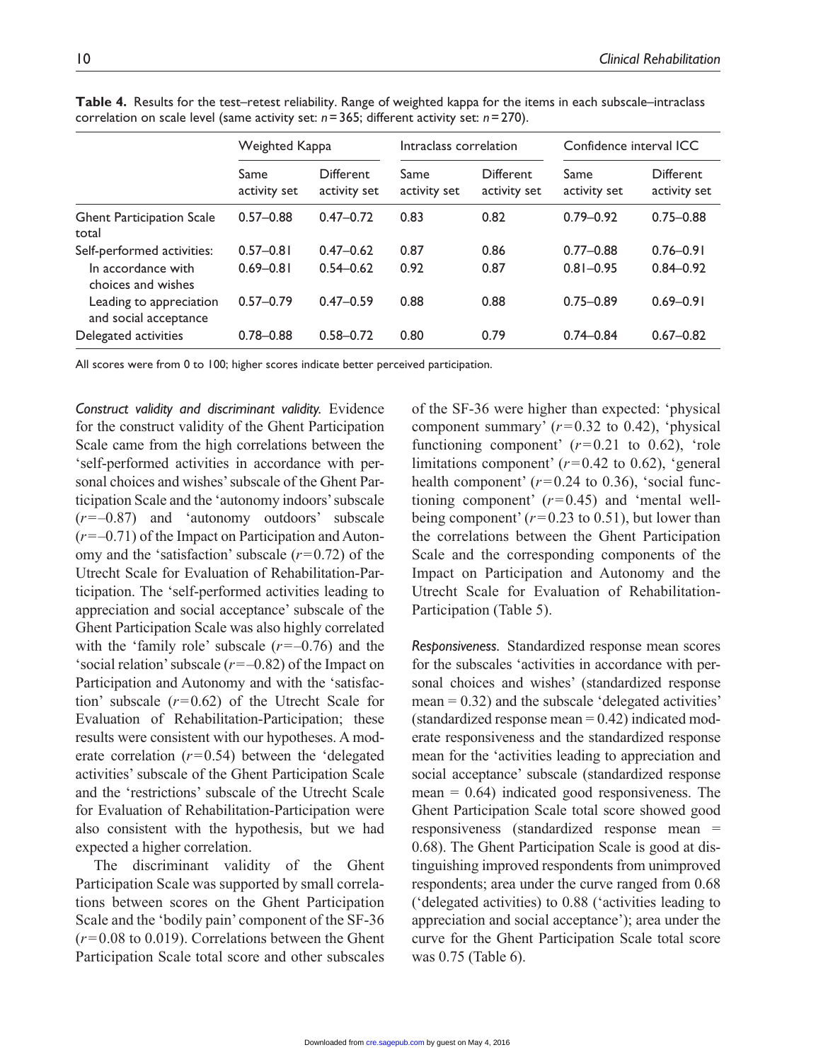**Table 4.** Results for the test–retest reliability. Range of weighted kappa for the items in each subscale–intraclass correlation on scale level (same activity set: $n=365$; different activity set: $n=270$).

| | Weighted Kappa | | Intraclass correlation | | Confidence interval ICC | |
|---|---|---|---|---|---|---|
| | Same activity set | Different activity set | Same activity set | Different activity set | Same activity set | Different activity set |
| Ghent Participation Scale total | 0.57–0.88 | 0.47–0.72 | 0.83 | 0.82 | 0.79–0.92 | 0.75–0.88 |
| Self-performed activities: | 0.57–0.81 | 0.47–0.62 | 0.87 | 0.86 | 0.77–0.88 | 0.76–0.91 |
| In accordance with choices and wishes | 0.69–0.81 | 0.54–0.62 | 0.92 | 0.87 | 0.81–0.95 | 0.84–0.92 |
| Leading to appreciation and social acceptance | 0.57–0.79 | 0.47–0.59 | 0.88 | 0.88 | 0.75–0.89 | 0.69–0.91 |
| Delegated activities | 0.78–0.88 | 0.58–0.72 | 0.80 | 0.79 | 0.74–0.84 | 0.67–0.82 |

All scores were from 0 to 100; higher scores indicate better perceived participation.

*Construct validity and discriminant validity.* Evidence for the construct validity of the Ghent Participation Scale came from the high correlations between the 'self-performed activities in accordance with personal choices and wishes' subscale of the Ghent Participation Scale and the 'autonomy indoors' subscale ($r=-0.87$) and 'autonomy outdoors' subscale ($r=-0.71$) of the Impact on Participation and Autonomy and the 'satisfaction' subscale ($r=0.72$) of the Utrecht Scale for Evaluation of Rehabilitation-Participation. The 'self-performed activities leading to appreciation and social acceptance' subscale of the Ghent Participation Scale was also highly correlated with the 'family role' subscale ($r=-0.76$) and the 'social relation' subscale ($r=-0.82$) of the Impact on Participation and Autonomy and with the 'satisfaction' subscale ($r=0.62$) of the Utrecht Scale for Evaluation of Rehabilitation-Participation; these results were consistent with our hypotheses. A moderate correlation ($r=0.54$) between the 'delegated activities' subscale of the Ghent Participation Scale and the 'restrictions' subscale of the Utrecht Scale for Evaluation of Rehabilitation-Participation were also consistent with the hypothesis, but we had expected a higher correlation.

The discriminant validity of the Ghent Participation Scale was supported by small correlations between scores on the Ghent Participation Scale and the 'bodily pain' component of the SF-36 ($r=0.08$ to $0.019$). Correlations between the Ghent Participation Scale total score and other subscales of the SF-36 were higher than expected: 'physical component summary' ($r=0.32$ to $0.42$), 'physical functioning component' ($r=0.21$ to $0.62$), 'role limitations component' ($r=0.42$ to $0.62$), 'general health component' ($r=0.24$ to $0.36$), 'social functioning component' ($r=0.45$) and 'mental well-being component' ($r=0.23$ to $0.51$), but lower than the correlations between the Ghent Participation Scale and the corresponding components of the Impact on Participation and Autonomy and the Utrecht Scale for Evaluation of Rehabilitation-Participation (Table 5).

*Responsiveness.* Standardized response mean scores for the subscales 'activities in accordance with personal choices and wishes' (standardized response mean = 0.32) and the subscale 'delegated activities' (standardized response mean = 0.42) indicated moderate responsiveness and the standardized response mean for the 'activities leading to appreciation and social acceptance' subscale (standardized response mean = 0.64) indicated good responsiveness. The Ghent Participation Scale total score showed good responsiveness (standardized response mean = 0.68). The Ghent Participation Scale is good at distinguishing improved respondents from unimproved respondents; area under the curve ranged from 0.68 ('delegated activities) to 0.88 ('activities leading to appreciation and social acceptance'); area under the curve for the Ghent Participation Scale total score was 0.75 (Table 6).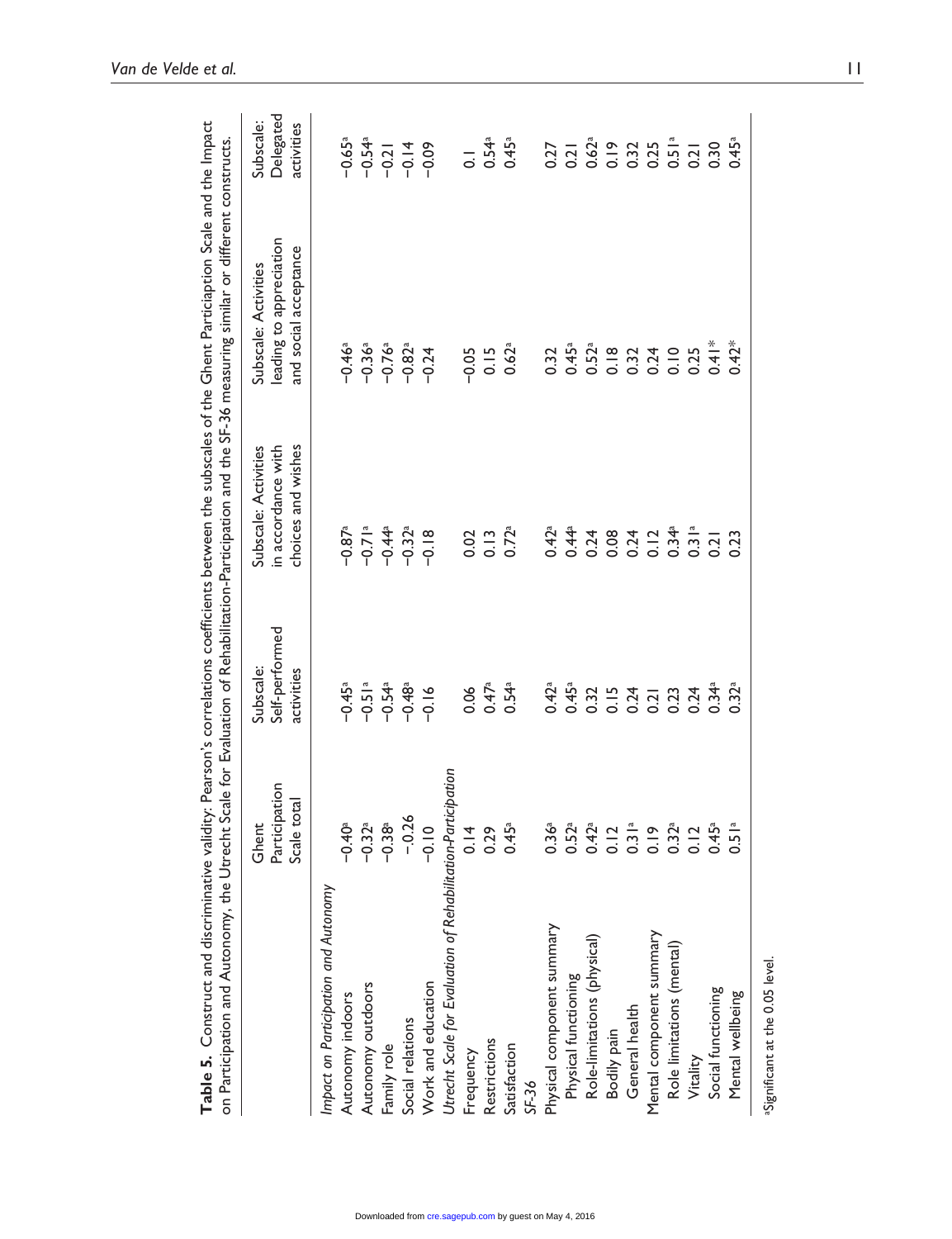**Table 5.** Construct and discriminative validity: Pearson's correlations coefficients between the subscales of the Ghent Particiaption Scale and the Impact on Participation and Autonomy, the Utrecht Scale for Evaluation of Rehabilitation-Participation and the SF-36 measuring similar or different constructs.

| | Ghent Participation Scale total | Subscale: Self-performed activities | Subscale: Activities in accordance with choices and wishes | Subscale: Activities leading to appreciation and social acceptance | Subscale: Delegated activities |
|---|---|---|---|---|---|
| *Impact on Participation and Autonomy* | | | | | |
| Autonomy indoors | −0.40[a] | −0.45[a] | −0.87[a] | −0.46[a] | −0.65[a] |
| Autonomy outdoors | −0.32[a] | −0.51[a] | −0.71[a] | −0.36[a] | −0.54[a] |
| Family role | −0.38[a] | −0.54[a] | −0.44[a] | −0.76[a] | −0.21 |
| Social relations | −0.26 | −0.48[a] | −0.32[a] | −0.82[a] | −0.14 |
| Work and education | −0.10 | −0.16 | −0.18 | −0.24 | −0.09 |
| *Utrecht Scale for Evaluation of Rehabilitation-Participation* | | | | | |
| Frequency | 0.14 | 0.06 | 0.02 | −0.05 | 0.1 |
| Restrictions | 0.29 | 0.47[a] | 0.13 | 0.15 | 0.54[a] |
| Satisfaction | 0.45[a] | 0.54[a] | 0.72[a] | 0.62[a] | 0.45[a] |
| *SF-36* | | | | | |
| Physical component summary | 0.36[a] | 0.42[a] | 0.42[a] | 0.32 | 0.27 |
| Physical functioning | 0.52[a] | 0.45[a] | 0.44[a] | 0.45[a] | 0.21 |
| Role-limitations (physical) | 0.42[a] | 0.32 | 0.24 | 0.52[a] | 0.62[a] |
| Bodily pain | 0.12 | 0.15 | 0.08 | 0.18 | 0.19 |
| General health | 0.31[a] | 0.24 | 0.24 | 0.32 | 0.32 |
| Mental component summary | 0.19 | 0.21 | 0.12 | 0.24 | 0.25 |
| Role limitations (mental) | 0.32[a] | 0.23 | 0.34[a] | 0.10 | 0.51[a] |
| Vitality | 0.12 | 0.24 | 0.31[a] | 0.25 | 0.21 |
| Social functioning | 0.45[a] | 0.34[a] | 0.21 | 0.41* | 0.30 |
| Mental wellbeing | 0.51[a] | 0.32[a] | 0.23 | 0.42* | 0.45[a] |

[a]Significant at the 0.05 level.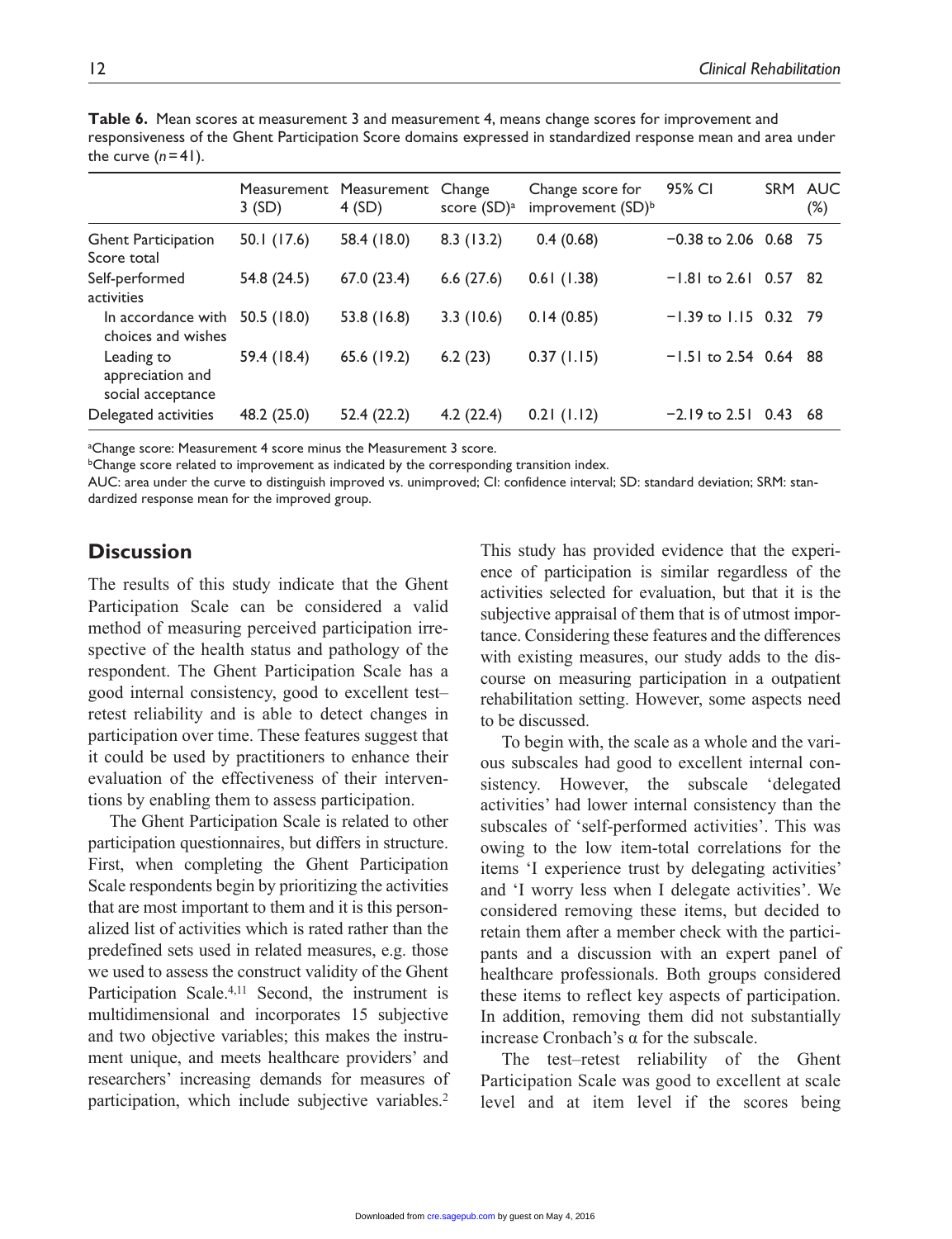**Table 6.** Mean scores at measurement 3 and measurement 4, means change scores for improvement and responsiveness of the Ghent Participation Score domains expressed in standardized response mean and area under the curve ($n=41$).

| | Measurement 3 (SD) | Measurement 4 (SD) | Change score (SD)[a] | Change score for improvement (SD)[b] | 95% CI | SRM | AUC (%) |
|---|---|---|---|---|---|---|---|
| Ghent Participation Score total | 50.1 (17.6) | 58.4 (18.0) | 8.3 (13.2) | 0.4 (0.68) | −0.38 to 2.06 | 0.68 | 75 |
| Self-performed activities | 54.8 (24.5) | 67.0 (23.4) | 6.6 (27.6) | 0.61 (1.38) | −1.81 to 2.61 | 0.57 | 82 |
| In accordance with choices and wishes | 50.5 (18.0) | 53.8 (16.8) | 3.3 (10.6) | 0.14 (0.85) | −1.39 to 1.15 | 0.32 | 79 |
| Leading to appreciation and social acceptance | 59.4 (18.4) | 65.6 (19.2) | 6.2 (23) | 0.37 (1.15) | −1.51 to 2.54 | 0.64 | 88 |
| Delegated activities | 48.2 (25.0) | 52.4 (22.2) | 4.2 (22.4) | 0.21 (1.12) | −2.19 to 2.51 | 0.43 | 68 |

[a]Change score: Measurement 4 score minus the Measurement 3 score.
[b]Change score related to improvement as indicated by the corresponding transition index.
AUC: area under the curve to distinguish improved vs. unimproved; CI: confidence interval; SD: standard deviation; SRM: standardized response mean for the improved group.

## Discussion

The results of this study indicate that the Ghent Participation Scale can be considered a valid method of measuring perceived participation irrespective of the health status and pathology of the respondent. The Ghent Participation Scale has a good internal consistency, good to excellent test–retest reliability and is able to detect changes in participation over time. These features suggest that it could be used by practitioners to enhance their evaluation of the effectiveness of their interventions by enabling them to assess participation.

The Ghent Participation Scale is related to other participation questionnaires, but differs in structure. First, when completing the Ghent Participation Scale respondents begin by prioritizing the activities that are most important to them and it is this personalized list of activities which is rated rather than the predefined sets used in related measures, e.g. those we used to assess the construct validity of the Ghent Participation Scale.[4,11] Second, the instrument is multidimensional and incorporates 15 subjective and two objective variables; this makes the instrument unique, and meets healthcare providers' and researchers' increasing demands for measures of participation, which include subjective variables.[2]

This study has provided evidence that the experience of participation is similar regardless of the activities selected for evaluation, but that it is the subjective appraisal of them that is of utmost importance. Considering these features and the differences with existing measures, our study adds to the discourse on measuring participation in a outpatient rehabilitation setting. However, some aspects need to be discussed.

To begin with, the scale as a whole and the various subscales had good to excellent internal consistency. However, the subscale 'delegated activities' had lower internal consistency than the subscales of 'self-performed activities'. This was owing to the low item-total correlations for the items 'I experience trust by delegating activities' and 'I worry less when I delegate activities'. We considered removing these items, but decided to retain them after a member check with the participants and a discussion with an expert panel of healthcare professionals. Both groups considered these items to reflect key aspects of participation. In addition, removing them did not substantially increase Cronbach's α for the subscale.

The test–retest reliability of the Ghent Participation Scale was good to excellent at scale level and at item level if the scores being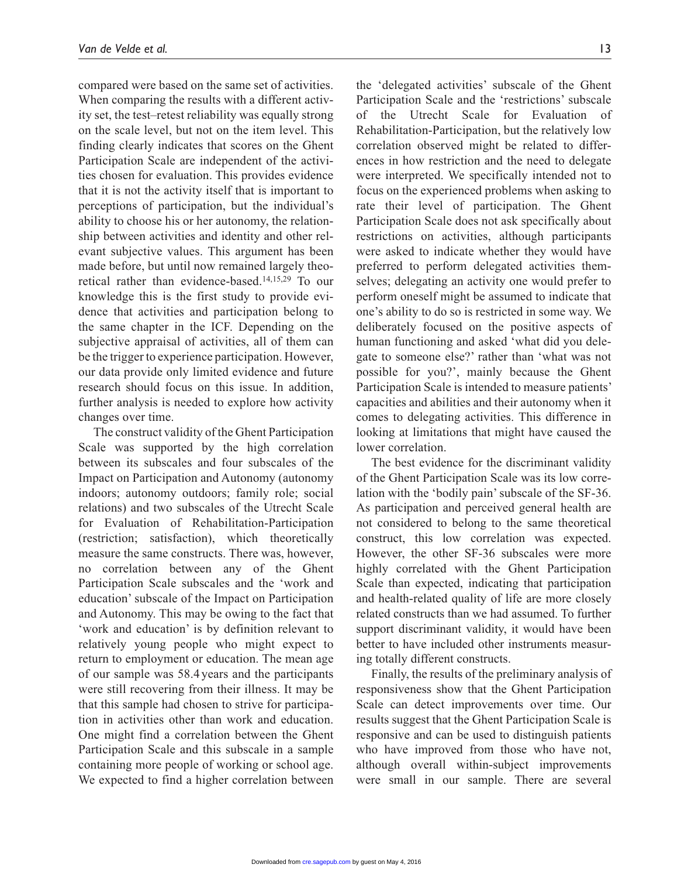compared were based on the same set of activities. When comparing the results with a different activity set, the test–retest reliability was equally strong on the scale level, but not on the item level. This finding clearly indicates that scores on the Ghent Participation Scale are independent of the activities chosen for evaluation. This provides evidence that it is not the activity itself that is important to perceptions of participation, but the individual's ability to choose his or her autonomy, the relationship between activities and identity and other relevant subjective values. This argument has been made before, but until now remained largely theoretical rather than evidence-based.[14,15,29] To our knowledge this is the first study to provide evidence that activities and participation belong to the same chapter in the ICF. Depending on the subjective appraisal of activities, all of them can be the trigger to experience participation. However, our data provide only limited evidence and future research should focus on this issue. In addition, further analysis is needed to explore how activity changes over time.

The construct validity of the Ghent Participation Scale was supported by the high correlation between its subscales and four subscales of the Impact on Participation and Autonomy (autonomy indoors; autonomy outdoors; family role; social relations) and two subscales of the Utrecht Scale for Evaluation of Rehabilitation-Participation (restriction; satisfaction), which theoretically measure the same constructs. There was, however, no correlation between any of the Ghent Participation Scale subscales and the 'work and education' subscale of the Impact on Participation and Autonomy. This may be owing to the fact that 'work and education' is by definition relevant to relatively young people who might expect to return to employment or education. The mean age of our sample was 58.4 years and the participants were still recovering from their illness. It may be that this sample had chosen to strive for participation in activities other than work and education. One might find a correlation between the Ghent Participation Scale and this subscale in a sample containing more people of working or school age. We expected to find a higher correlation between the 'delegated activities' subscale of the Ghent Participation Scale and the 'restrictions' subscale of the Utrecht Scale for Evaluation of Rehabilitation-Participation, but the relatively low correlation observed might be related to differences in how restriction and the need to delegate were interpreted. We specifically intended not to focus on the experienced problems when asking to rate their level of participation. The Ghent Participation Scale does not ask specifically about restrictions on activities, although participants were asked to indicate whether they would have preferred to perform delegated activities themselves; delegating an activity one would prefer to perform oneself might be assumed to indicate that one's ability to do so is restricted in some way. We deliberately focused on the positive aspects of human functioning and asked 'what did you delegate to someone else?' rather than 'what was not possible for you?', mainly because the Ghent Participation Scale is intended to measure patients' capacities and abilities and their autonomy when it comes to delegating activities. This difference in looking at limitations that might have caused the lower correlation.

The best evidence for the discriminant validity of the Ghent Participation Scale was its low correlation with the 'bodily pain' subscale of the SF-36. As participation and perceived general health are not considered to belong to the same theoretical construct, this low correlation was expected. However, the other SF-36 subscales were more highly correlated with the Ghent Participation Scale than expected, indicating that participation and health-related quality of life are more closely related constructs than we had assumed. To further support discriminant validity, it would have been better to have included other instruments measuring totally different constructs.

Finally, the results of the preliminary analysis of responsiveness show that the Ghent Participation Scale can detect improvements over time. Our results suggest that the Ghent Participation Scale is responsive and can be used to distinguish patients who have improved from those who have not, although overall within-subject improvements were small in our sample. There are several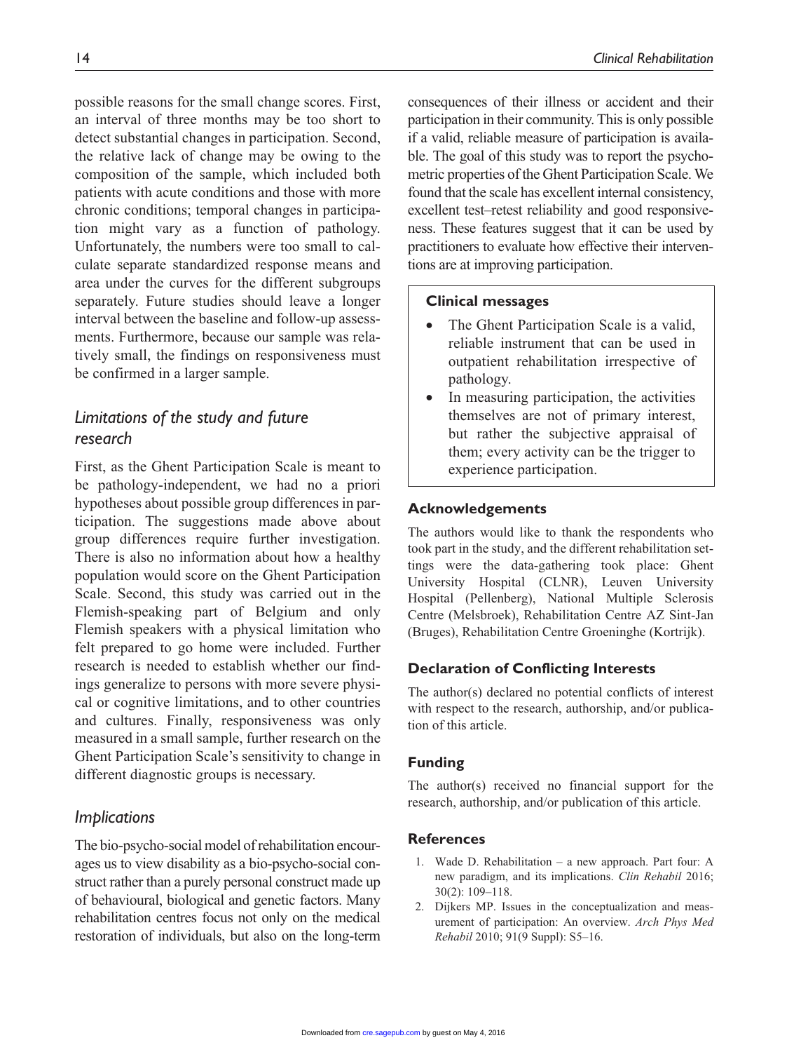possible reasons for the small change scores. First, an interval of three months may be too short to detect substantial changes in participation. Second, the relative lack of change may be owing to the composition of the sample, which included both patients with acute conditions and those with more chronic conditions; temporal changes in participation might vary as a function of pathology. Unfortunately, the numbers were too small to calculate separate standardized response means and area under the curves for the different subgroups separately. Future studies should leave a longer interval between the baseline and follow-up assessments. Furthermore, because our sample was relatively small, the findings on responsiveness must be confirmed in a larger sample.

## *Limitations of the study and future research*

First, as the Ghent Participation Scale is meant to be pathology-independent, we had no a priori hypotheses about possible group differences in participation. The suggestions made above about group differences require further investigation. There is also no information about how a healthy population would score on the Ghent Participation Scale. Second, this study was carried out in the Flemish-speaking part of Belgium and only Flemish speakers with a physical limitation who felt prepared to go home were included. Further research is needed to establish whether our findings generalize to persons with more severe physical or cognitive limitations, and to other countries and cultures. Finally, responsiveness was only measured in a small sample, further research on the Ghent Participation Scale's sensitivity to change in different diagnostic groups is necessary.

## *Implications*

The bio-psycho-social model of rehabilitation encourages us to view disability as a bio-psycho-social construct rather than a purely personal construct made up of behavioural, biological and genetic factors. Many rehabilitation centres focus not only on the medical restoration of individuals, but also on the long-term consequences of their illness or accident and their participation in their community. This is only possible if a valid, reliable measure of participation is available. The goal of this study was to report the psychometric properties of the Ghent Participation Scale. We found that the scale has excellent internal consistency, excellent test–retest reliability and good responsiveness. These features suggest that it can be used by practitioners to evaluate how effective their interventions are at improving participation.

**Clinical messages**

- The Ghent Participation Scale is a valid, reliable instrument that can be used in outpatient rehabilitation irrespective of pathology.
- In measuring participation, the activities themselves are not of primary interest, but rather the subjective appraisal of them; every activity can be the trigger to experience participation.

## Acknowledgements

The authors would like to thank the respondents who took part in the study, and the different rehabilitation settings were the data-gathering took place: Ghent University Hospital (CLNR), Leuven University Hospital (Pellenberg), National Multiple Sclerosis Centre (Melsbroek), Rehabilitation Centre AZ Sint-Jan (Bruges), Rehabilitation Centre Groeninghe (Kortrijk).

## Declaration of Conflicting Interests

The author(s) declared no potential conflicts of interest with respect to the research, authorship, and/or publication of this article.

## Funding

The author(s) received no financial support for the research, authorship, and/or publication of this article.

## References

1. Wade D. Rehabilitation – a new approach. Part four: A new paradigm, and its implications. *Clin Rehabil* 2016; 30(2): 109–118.
2. Dijkers MP. Issues in the conceptualization and measurement of participation: An overview. *Arch Phys Med Rehabil* 2010; 91(9 Suppl): S5–16.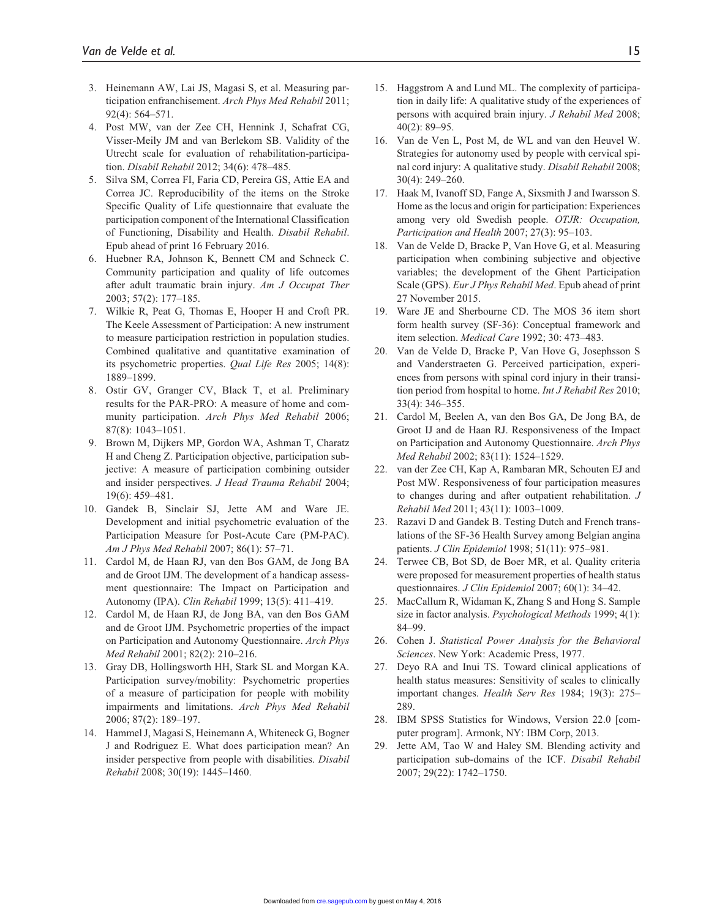3. Heinemann AW, Lai JS, Magasi S, et al. Measuring participation enfranchisement. *Arch Phys Med Rehabil* 2011; 92(4): 564–571.
4. Post MW, van der Zee CH, Hennink J, Schafrat CG, Visser-Meily JM and van Berlekom SB. Validity of the Utrecht scale for evaluation of rehabilitation-participation. *Disabil Rehabil* 2012; 34(6): 478–485.
5. Silva SM, Correa FI, Faria CD, Pereira GS, Attie EA and Correa JC. Reproducibility of the items on the Stroke Specific Quality of Life questionnaire that evaluate the participation component of the International Classification of Functioning, Disability and Health. *Disabil Rehabil*. Epub ahead of print 16 February 2016.
6. Huebner RA, Johnson K, Bennett CM and Schneck C. Community participation and quality of life outcomes after adult traumatic brain injury. *Am J Occupat Ther* 2003; 57(2): 177–185.
7. Wilkie R, Peat G, Thomas E, Hooper H and Croft PR. The Keele Assessment of Participation: A new instrument to measure participation restriction in population studies. Combined qualitative and quantitative examination of its psychometric properties. *Qual Life Res* 2005; 14(8): 1889–1899.
8. Ostir GV, Granger CV, Black T, et al. Preliminary results for the PAR-PRO: A measure of home and community participation. *Arch Phys Med Rehabil* 2006; 87(8): 1043–1051.
9. Brown M, Dijkers MP, Gordon WA, Ashman T, Charatz H and Cheng Z. Participation objective, participation subjective: A measure of participation combining outsider and insider perspectives. *J Head Trauma Rehabil* 2004; 19(6): 459–481.
10. Gandek B, Sinclair SJ, Jette AM and Ware JE. Development and initial psychometric evaluation of the Participation Measure for Post-Acute Care (PM-PAC). *Am J Phys Med Rehabil* 2007; 86(1): 57–71.
11. Cardol M, de Haan RJ, van den Bos GAM, de Jong BA and de Groot IJM. The development of a handicap assessment questionnaire: The Impact on Participation and Autonomy (IPA). *Clin Rehabil* 1999; 13(5): 411–419.
12. Cardol M, de Haan RJ, de Jong BA, van den Bos GAM and de Groot IJM. Psychometric properties of the impact on Participation and Autonomy Questionnaire. *Arch Phys Med Rehabil* 2001; 82(2): 210–216.
13. Gray DB, Hollingsworth HH, Stark SL and Morgan KA. Participation survey/mobility: Psychometric properties of a measure of participation for people with mobility impairments and limitations. *Arch Phys Med Rehabil* 2006; 87(2): 189–197.
14. Hammel J, Magasi S, Heinemann A, Whiteneck G, Bogner J and Rodriguez E. What does participation mean? An insider perspective from people with disabilities. *Disabil Rehabil* 2008; 30(19): 1445–1460.
15. Haggstrom A and Lund ML. The complexity of participation in daily life: A qualitative study of the experiences of persons with acquired brain injury. *J Rehabil Med* 2008; 40(2): 89–95.
16. Van de Ven L, Post M, de WL and van den Heuvel W. Strategies for autonomy used by people with cervical spinal cord injury: A qualitative study. *Disabil Rehabil* 2008; 30(4): 249–260.
17. Haak M, Ivanoff SD, Fange A, Sixsmith J and Iwarsson S. Home as the locus and origin for participation: Experiences among very old Swedish people. *OTJR: Occupation, Participation and Health* 2007; 27(3): 95–103.
18. Van de Velde D, Bracke P, Van Hove G, et al. Measuring participation when combining subjective and objective variables; the development of the Ghent Participation Scale (GPS). *Eur J Phys Rehabil Med*. Epub ahead of print 27 November 2015.
19. Ware JE and Sherbourne CD. The MOS 36 item short form health survey (SF-36): Conceptual framework and item selection. *Medical Care* 1992; 30: 473–483.
20. Van de Velde D, Bracke P, Van Hove G, Josephsson S and Vanderstraeten G. Perceived participation, experiences from persons with spinal cord injury in their transition period from hospital to home. *Int J Rehabil Res* 2010; 33(4): 346–355.
21. Cardol M, Beelen A, van den Bos GA, De Jong BA, de Groot IJ and de Haan RJ. Responsiveness of the Impact on Participation and Autonomy Questionnaire. *Arch Phys Med Rehabil* 2002; 83(11): 1524–1529.
22. van der Zee CH, Kap A, Rambaran MR, Schouten EJ and Post MW. Responsiveness of four participation measures to changes during and after outpatient rehabilitation. *J Rehabil Med* 2011; 43(11): 1003–1009.
23. Razavi D and Gandek B. Testing Dutch and French translations of the SF-36 Health Survey among Belgian angina patients. *J Clin Epidemiol* 1998; 51(11): 975–981.
24. Terwee CB, Bot SD, de Boer MR, et al. Quality criteria were proposed for measurement properties of health status questionnaires. *J Clin Epidemiol* 2007; 60(1): 34–42.
25. MacCallum R, Widaman K, Zhang S and Hong S. Sample size in factor analysis. *Psychological Methods* 1999; 4(1): 84–99.
26. Cohen J. *Statistical Power Analysis for the Behavioral Sciences*. New York: Academic Press, 1977.
27. Deyo RA and Inui TS. Toward clinical applications of health status measures: Sensitivity of scales to clinically important changes. *Health Serv Res* 1984; 19(3): 275–289.
28. IBM SPSS Statistics for Windows, Version 22.0 [computer program]. Armonk, NY: IBM Corp, 2013.
29. Jette AM, Tao W and Haley SM. Blending activity and participation sub-domains of the ICF. *Disabil Rehabil* 2007; 29(22): 1742–1750.